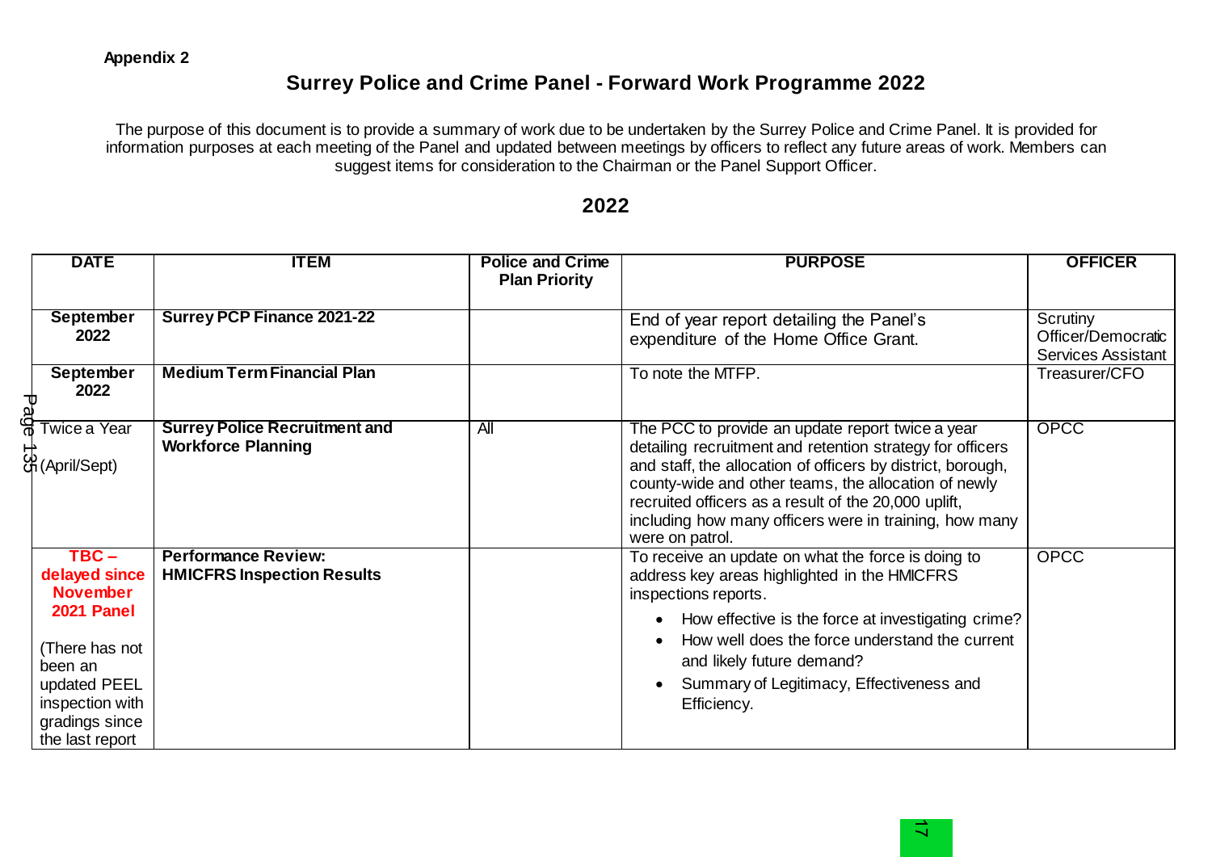**Appendix 2**

# Surrey Police and Crime Panel - Forward Work Programme 2022

The purpose of this document is to provide a summary of work due to be undertaken by the Surrey Police and Crime Panel. It is provided for information purposes at each meeting of the Panel and updated between meetings by officers to reflect any future areas of work. Members can suggest items for consideration to the Chairman or the Panel Support Officer.

## 2022

| DATE | ITEM | Police and Crime Plan Priority | PURPOSE | OFFICER |
|---|---|---|---|---|
| **September 2022** | **Surrey PCP Finance 2021-22** | | End of year report detailing the Panel's expenditure of the Home Office Grant. | Scrutiny Officer/Democratic Services Assistant |
| **September 2022** | **Medium Term Financial Plan** | | To note the MTFP. | Treasurer/CFO |
| Twice a Year (April/Sept) | **Surrey Police Recruitment and Workforce Planning** | All | The PCC to provide an update report twice a year detailing recruitment and retention strategy for officers and staff, the allocation of officers by district, borough, county-wide and other teams, the allocation of newly recruited officers as a result of the 20,000 uplift, including how many officers were in training, how many were on patrol. | OPCC |
| **TBC – delayed since November 2021 Panel** (There has not been an updated PEEL inspection with gradings since the last report | **Performance Review: HMICFRS Inspection Results** | | To receive an update on what the force is doing to address key areas highlighted in the HMICFRS inspections reports. <br>• How effective is the force at investigating crime? <br>• How well does the force understand the current and likely future demand? <br>• Summary of Legitimacy, Effectiveness and Efficiency. | OPCC |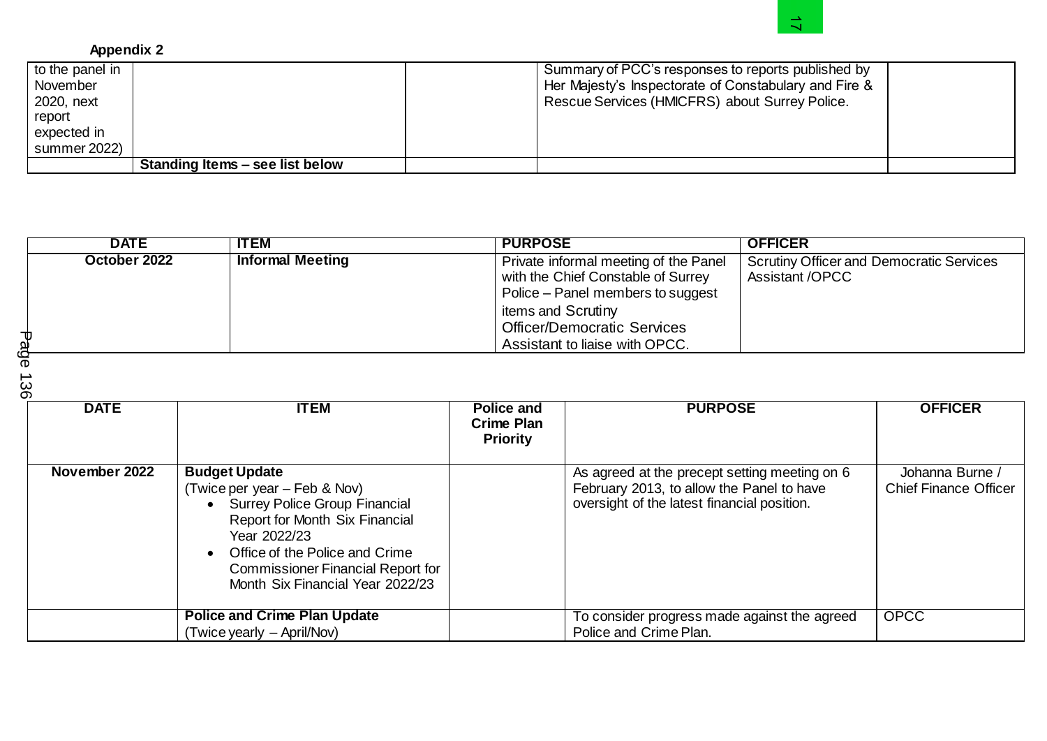**Appendix 2**

| | | | | |
|---|---|---|---|---|
| to the panel in November 2020, next report expected in summer 2022) | | | Summary of PCC's responses to reports published by Her Majesty's Inspectorate of Constabulary and Fire & Rescue Services (HMICFRS) about Surrey Police. | |
| | **Standing Items – see list below** | | | |

| DATE | ITEM | PURPOSE | OFFICER |
|---|---|---|---|
| **October 2022** | **Informal Meeting** | Private informal meeting of the Panel with the Chief Constable of Surrey Police – Panel members to suggest items and Scrutiny Officer/Democratic Services Assistant to liaise with OPCC. | Scrutiny Officer and Democratic Services Assistant /OPCC |

| DATE | ITEM | Police and Crime Plan Priority | PURPOSE | OFFICER |
|---|---|---|---|---|
| **November 2022** | **Budget Update**<br>(Twice per year – Feb & Nov)<br>• Surrey Police Group Financial Report for Month Six Financial Year 2022/23<br>• Office of the Police and Crime Commissioner Financial Report for Month Six Financial Year 2022/23 | | As agreed at the precept setting meeting on 6 February 2013, to allow the Panel to have oversight of the latest financial position. | Johanna Burne / Chief Finance Officer |
| | **Police and Crime Plan Update**<br>(Twice yearly – April/Nov) | | To consider progress made against the agreed Police and Crime Plan. | OPCC |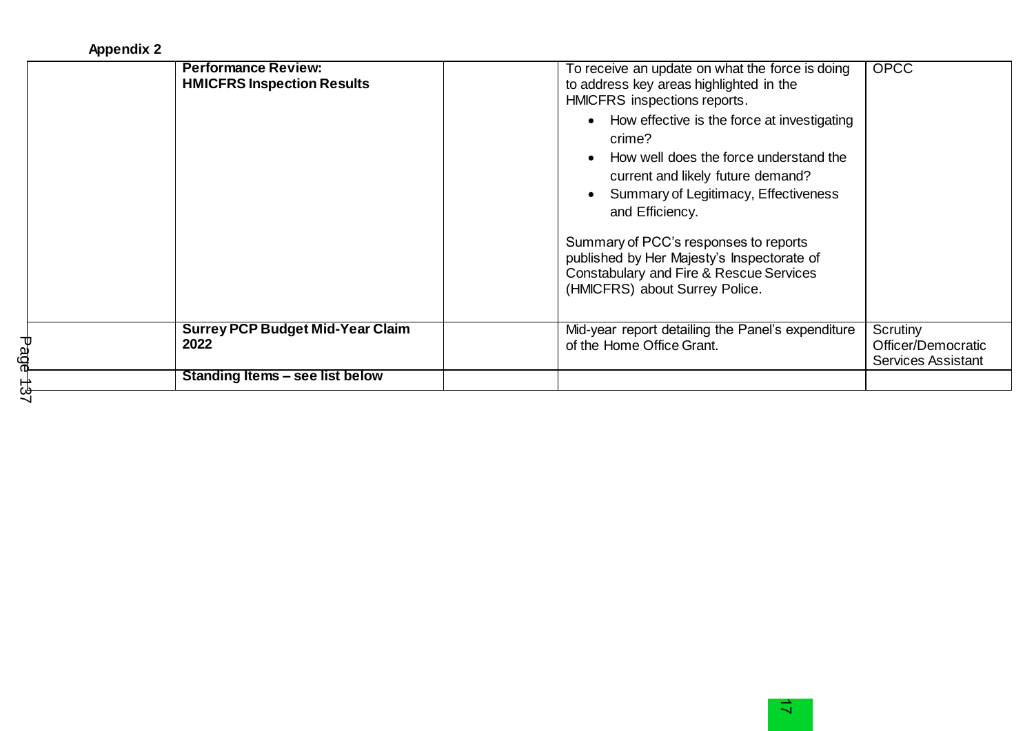**Appendix 2**

| | | | | |
|---|---|---|---|---|
| | **Performance Review: HMICFRS Inspection Results** | | To receive an update on what the force is doing to address key areas highlighted in the HMICFRS inspections reports.<br>• How effective is the force at investigating crime?<br>• How well does the force understand the current and likely future demand?<br>• Summary of Legitimacy, Effectiveness and Efficiency.<br><br>Summary of PCC's responses to reports published by Her Majesty's Inspectorate of Constabulary and Fire & Rescue Services (HMICFRS) about Surrey Police. | OPCC |
| | **Surrey PCP Budget Mid-Year Claim 2022** | | Mid-year report detailing the Panel's expenditure of the Home Office Grant. | Scrutiny Officer/Democratic Services Assistant |
| | **Standing Items – see list below** | | | |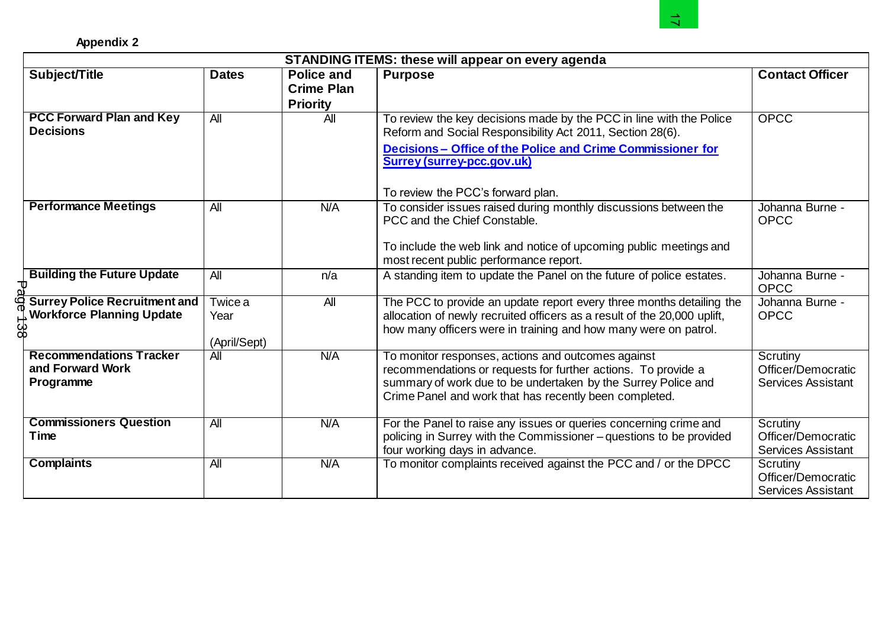**Appendix 2**

| STANDING ITEMS: these will appear on every agenda | | | | |
|---|---|---|---|---|
| **Subject/Title** | **Dates** | **Police and Crime Plan Priority** | **Purpose** | **Contact Officer** |
| **PCC Forward Plan and Key Decisions** | All | All | To review the key decisions made by the PCC in line with the Police Reform and Social Responsibility Act 2011, Section 28(6). **[Decisions – Office of the Police and Crime Commissioner for Surrey (surrey-pcc.gov.uk)]** To review the PCC's forward plan. | OPCC |
| **Performance Meetings** | All | N/A | To consider issues raised during monthly discussions between the PCC and the Chief Constable. To include the web link and notice of upcoming public meetings and most recent public performance report. | Johanna Burne - OPCC |
| **Building the Future Update** | All | n/a | A standing item to update the Panel on the future of police estates. | Johanna Burne - OPCC |
| **Surrey Police Recruitment and Workforce Planning Update** | Twice a Year (April/Sept) | All | The PCC to provide an update report every three months detailing the allocation of newly recruited officers as a result of the 20,000 uplift, how many officers were in training and how many were on patrol. | Johanna Burne - OPCC |
| **Recommendations Tracker and Forward Work Programme** | All | N/A | To monitor responses, actions and outcomes against recommendations or requests for further actions. To provide a summary of work due to be undertaken by the Surrey Police and Crime Panel and work that has recently been completed. | Scrutiny Officer/Democratic Services Assistant |
| **Commissioners Question Time** | All | N/A | For the Panel to raise any issues or queries concerning crime and policing in Surrey with the Commissioner – questions to be provided four working days in advance. | Scrutiny Officer/Democratic Services Assistant |
| **Complaints** | All | N/A | To monitor complaints received against the PCC and / or the DPCC | Scrutiny Officer/Democratic Services Assistant |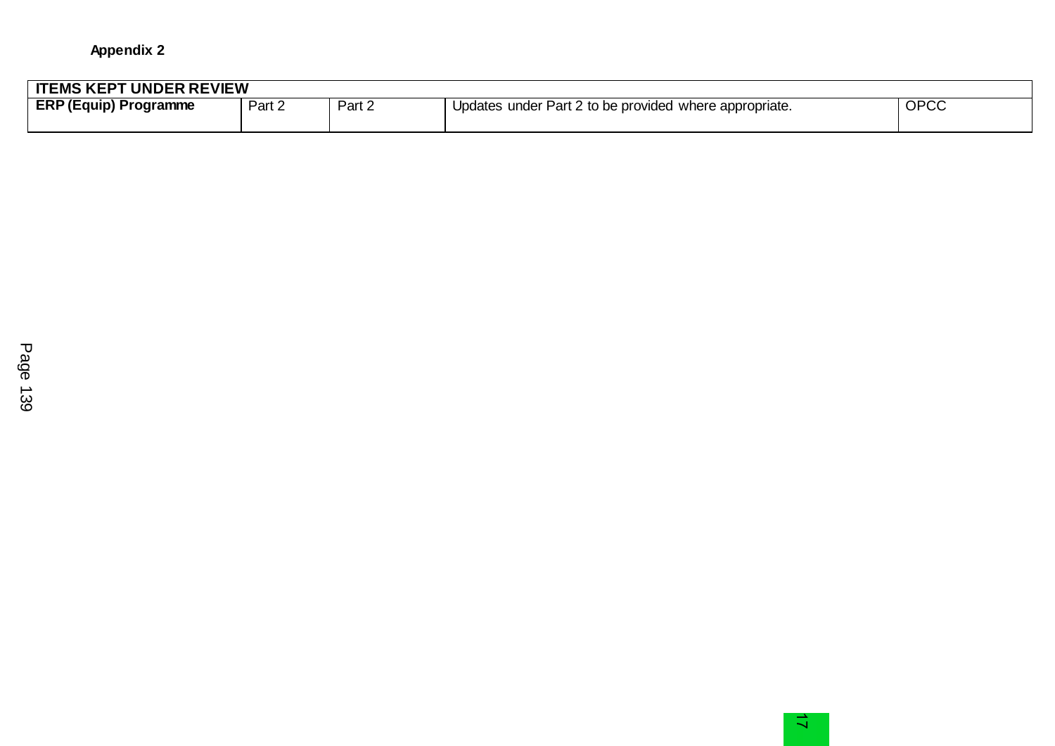**Appendix 2**

| ITEMS KEPT UNDER REVIEW | | | | |
|---|---|---|---|---|
| **ERP (Equip) Programme** | Part 2 | Part 2 | Updates under Part 2 to be provided where appropriate. | OPCC |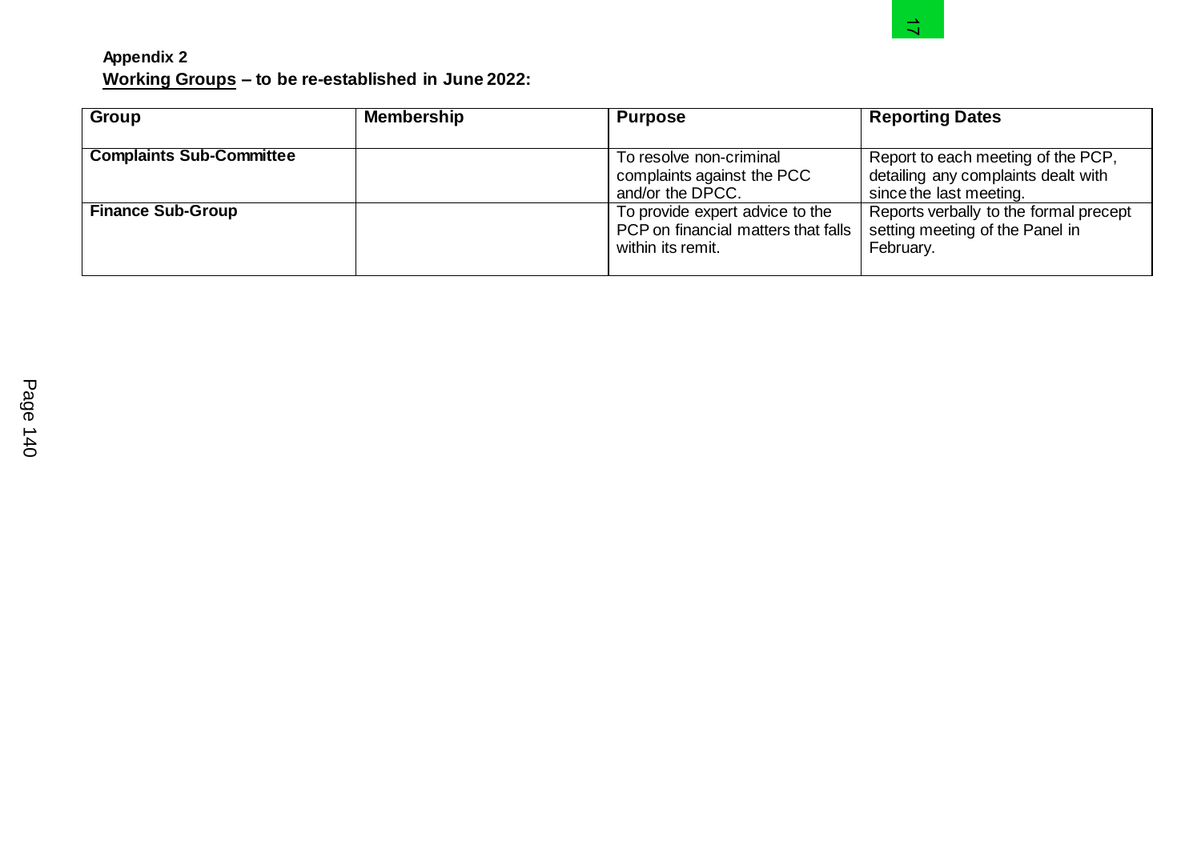**Appendix 2**

**Working Groups – to be re-established in June 2022:**

| Group | Membership | Purpose | Reporting Dates |
|---|---|---|---|
| **Complaints Sub-Committee** | | To resolve non-criminal complaints against the PCC and/or the DPCC. | Report to each meeting of the PCP, detailing any complaints dealt with since the last meeting. |
| **Finance Sub-Group** | | To provide expert advice to the PCP on financial matters that falls within its remit. | Reports verbally to the formal precept setting meeting of the Panel in February. |